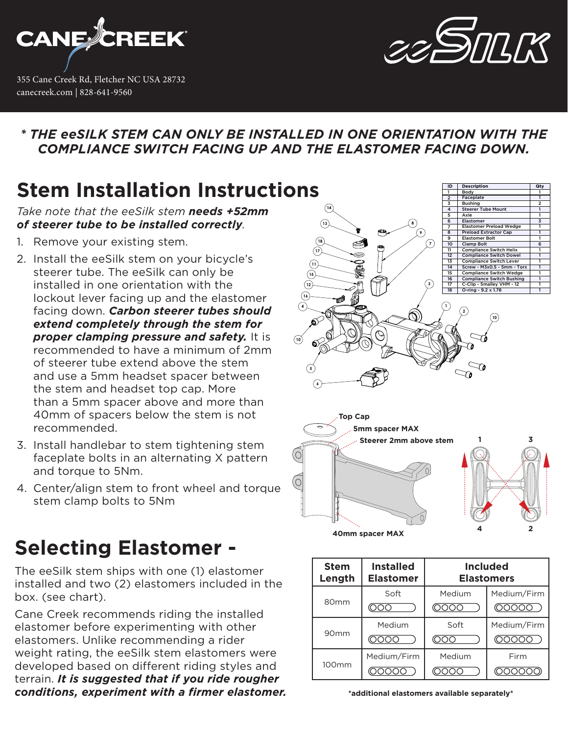CANE CREEK

355 Cane Creek Rd, Fletcher NC USA 28732
canecreek.com | 828-641-9560

eeSILK

***\* THE eeSILK STEM CAN ONLY BE INSTALLED IN ONE ORIENTATION WITH THE COMPLIANCE SWITCH FACING UP AND THE ELASTOMER FACING DOWN.***

# Stem Installation Instructions

*Take note that the eeSilk stem **needs +52mm of steerer tube to be installed correctly**.*

1. Remove your existing stem.
2. Install the eeSilk stem on your bicycle's steerer tube. The eeSilk can only be installed in one orientation with the lockout lever facing up and the elastomer facing down. ***Carbon steerer tubes should extend completely through the stem for proper clamping pressure and safety.*** It is recommended to have a minimum of 2mm of steerer tube extend above the stem and use a 5mm headset spacer between the stem and headset top cap. More than a 5mm spacer above and more than 40mm of spacers below the stem is not recommended.
3. Install handlebar to stem tightening stem faceplate bolts in an alternating X pattern and torque to 5Nm.
4. Center/align stem to front wheel and torque stem clamp bolts to 5Nm

| ID | Description | Qty |
|---|---|---|
| 1 | Body | 1 |
| 2 | Faceplate | 1 |
| 3 | Bushing | 2 |
| 4 | Steerer Tube Mount | 1 |
| 5 | Axle | 1 |
| 6 | Elastomer | 3 |
| 7 | Elastomer Preload Wedge | 1 |
| 8 | Preload Extractor Cap | 1 |
| 9 | Elastomer Bolt | 1 |
| 10 | Clamp Bolt | 6 |
| 11 | Compliance Switch Helix | 1 |
| 12 | Compliance Switch Dowel | 1 |
| 13 | Compliance Switch Lever | 1 |
| 14 | Screw - M3x0.5 - 5mm - Torx | 1 |
| 15 | Compliance Switch Wedge | 1 |
| 16 | Compliance Switch Bushing | 1 |
| 17 | C-Clip - Smalley VHM - 12 | 1 |
| 18 | O-ring - 9.2 x 1.78 | 1 |

Top Cap

5mm spacer MAX

Steerer 2mm above stem

40mm spacer MAX

# Selecting Elastomer -

The eeSilk stem ships with one (1) elastomer installed and two (2) elastomers included in the box. (see chart).

Cane Creek recommends riding the installed elastomer before experimenting with other elastomers. Unlike recommending a rider weight rating, the eeSilk stem elastomers were developed based on different riding styles and terrain. ***It is suggested that if you ride rougher conditions, experiment with a firmer elastomer.***

| Stem Length | Installed Elastomer | Included Elastomers | |
|---|---|---|---|
| 80mm | Soft (OOO) | Medium (OOOO) | Medium/Firm (OOOOO) |
| 90mm | Medium (OOOO) | Soft (OOO) | Medium/Firm (OOOOO) |
| 100mm | Medium/Firm (OOOOO) | Medium (OOOO) | Firm (OOOOOO) |

**\*additional elastomers available separately\***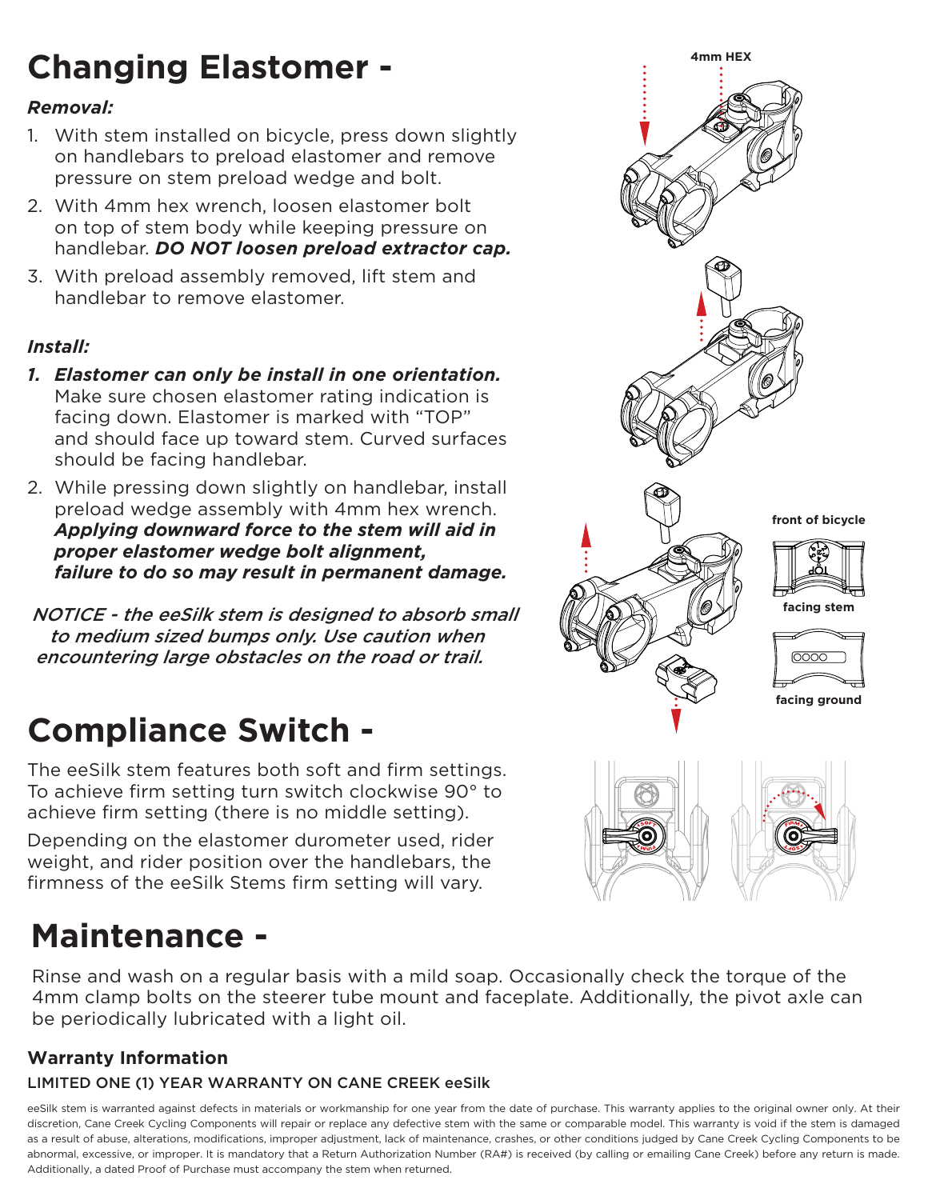# Changing Elastomer -

### *Removal:*

1. With stem installed on bicycle, press down slightly on handlebars to preload elastomer and remove pressure on stem preload wedge and bolt.
2. With 4mm hex wrench, loosen elastomer bolt on top of stem body while keeping pressure on handlebar. ***DO NOT loosen preload extractor cap.***
3. With preload assembly removed, lift stem and handlebar to remove elastomer.

### *Install:*

1. ***Elastomer can only be install in one orientation.*** Make sure chosen elastomer rating indication is facing down. Elastomer is marked with "TOP" and should face up toward stem. Curved surfaces should be facing handlebar.
2. While pressing down slightly on handlebar, install preload wedge assembly with 4mm hex wrench. ***Applying downward force to the stem will aid in proper elastomer wedge bolt alignment, failure to do so may result in permanent damage.***

*NOTICE - the eeSilk stem is designed to absorb small to medium sized bumps only. Use caution when encountering large obstacles on the road or trail.*

4mm HEX

front of bicycle

facing stem

facing ground

# Compliance Switch -

The eeSilk stem features both soft and firm settings. To achieve firm setting turn switch clockwise 90° to achieve firm setting (there is no middle setting).

Depending on the elastomer durometer used, rider weight, and rider position over the handlebars, the firmness of the eeSilk Stems firm setting will vary.

# Maintenance -

Rinse and wash on a regular basis with a mild soap. Occasionally check the torque of the 4mm clamp bolts on the steerer tube mount and faceplate. Additionally, the pivot axle can be periodically lubricated with a light oil.

### Warranty Information

LIMITED ONE (1) YEAR WARRANTY ON CANE CREEK eeSilk

eeSilk stem is warranted against defects in materials or workmanship for one year from the date of purchase. This warranty applies to the original owner only. At their discretion, Cane Creek Cycling Components will repair or replace any defective stem with the same or comparable model. This warranty is void if the stem is damaged as a result of abuse, alterations, modifications, improper adjustment, lack of maintenance, crashes, or other conditions judged by Cane Creek Cycling Components to be abnormal, excessive, or improper. It is mandatory that a Return Authorization Number (RA#) is received (by calling or emailing Cane Creek) before any return is made. Additionally, a dated Proof of Purchase must accompany the stem when returned.